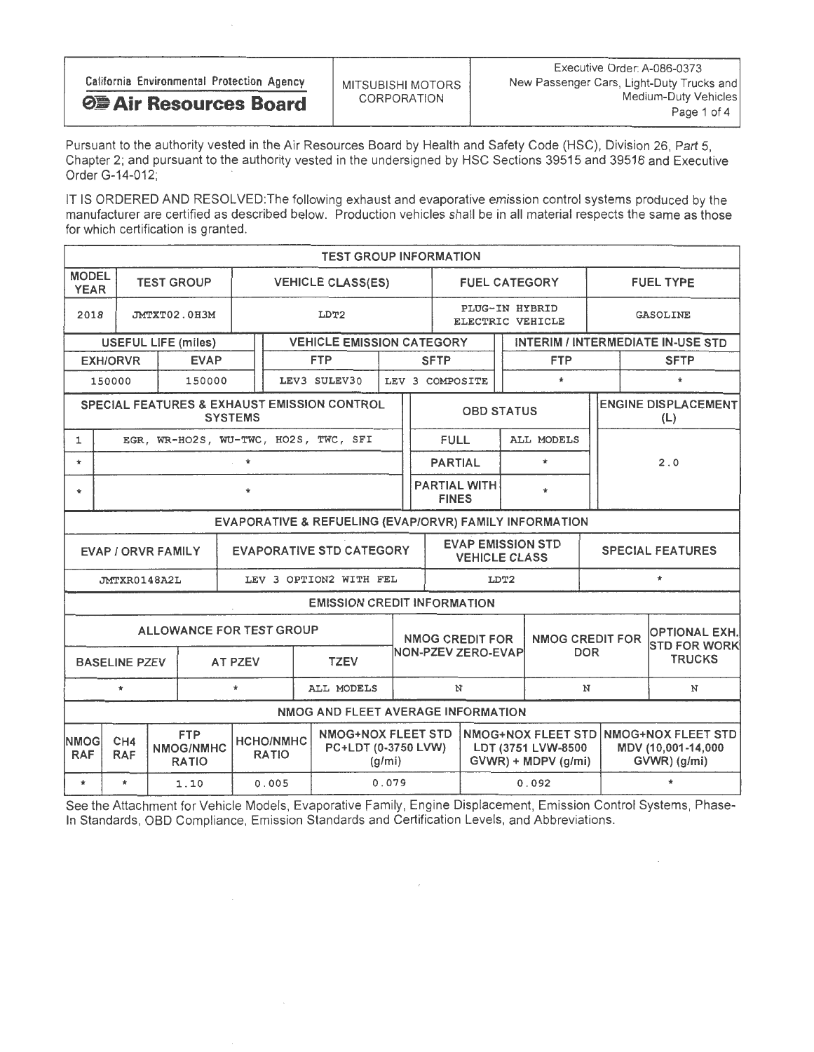| California Environmental Protection Agency **Air Resources Board** | MITSUBISHI MOTORS CORPORATION | Executive Order: A-086-0373 New Passenger Cars, Light-Duty Trucks and Medium-Duty Vehicles |
|---|---|---|

Pursuant to the authority vested in the Air Resources Board by Health and Safety Code (HSC), Division 26, Part 5, Chapter 2; and pursuant to the authority vested in the undersigned by HSC Sections 39515 and 39516 and Executive Order G-14-012;

IT IS ORDERED AND RESOLVED: The following exhaust and evaporative emission control systems produced by the manufacturer are certified as described below. Production vehicles shall be in all material respects the same as those for which certification is granted.

**TEST GROUP INFORMATION**

| MODEL YEAR | TEST GROUP | VEHICLE CLASS(ES) | FUEL CATEGORY | FUEL TYPE |
|---|---|---|---|---|
| 2018 | JMTXT02.0H3M | LDT2 | PLUG-IN HYBRID ELECTRIC VEHICLE | GASOLINE |

| USEFUL LIFE (miles) | | VEHICLE EMISSION CATEGORY | | INTERIM / INTERMEDIATE IN-USE STD | |
|---|---|---|---|---|---|
| EXH/ORVR | EVAP | FTP | SFTP | FTP | SFTP |
| 150000 | 150000 | LEV3 SULEV30 | LEV 3 COMPOSITE | * | * |

| SPECIAL FEATURES & EXHAUST EMISSION CONTROL SYSTEMS | | OBD STATUS | | ENGINE DISPLACEMENT (L) |
|---|---|---|---|---|
| 1 | EGR, WR-HO2S, WU-TWC, HO2S, TWC, SFI | FULL | ALL MODELS | 2.0 |
| * | * | PARTIAL | * | |
| * | * | PARTIAL WITH FINES | * | |

**EVAPORATIVE & REFUELING (EVAP/ORVR) FAMILY INFORMATION**

| EVAP / ORVR FAMILY | EVAPORATIVE STD CATEGORY | EVAP EMISSION STD VEHICLE CLASS | SPECIAL FEATURES |
|---|---|---|---|
| JMTXR0148A2L | LEV 3 OPTION2 WITH FEL | LDT2 | * |

**EMISSION CREDIT INFORMATION**

| ALLOWANCE FOR TEST GROUP | | | NMOG CREDIT FOR NON-PZEV ZERO-EVAP | NMOG CREDIT FOR DOR | OPTIONAL EXH. STD FOR WORK TRUCKS |
|---|---|---|---|---|---|
| BASELINE PZEV | AT PZEV | TZEV | | | |
| * | * | ALL MODELS | N | N | N |

**NMOG AND FLEET AVERAGE INFORMATION**

| NMOG RAF | CH4 RAF | FTP NMOG/NMHC RATIO | HCHO/NMHC RATIO | NMOG+NOX FLEET STD PC+LDT (0-3750 LVW) (g/mi) | NMOG+NOX FLEET STD LDT (3751 LVW-8500 GVWR) + MDPV (g/mi) | NMOG+NOX FLEET STD MDV (10,001-14,000 GVWR) (g/mi) |
|---|---|---|---|---|---|---|
| * | * | 1.10 | 0.005 | 0.079 | 0.092 | * |

See the Attachment for Vehicle Models, Evaporative Family, Engine Displacement, Emission Control Systems, Phase-In Standards, OBD Compliance, Emission Standards and Certification Levels, and Abbreviations.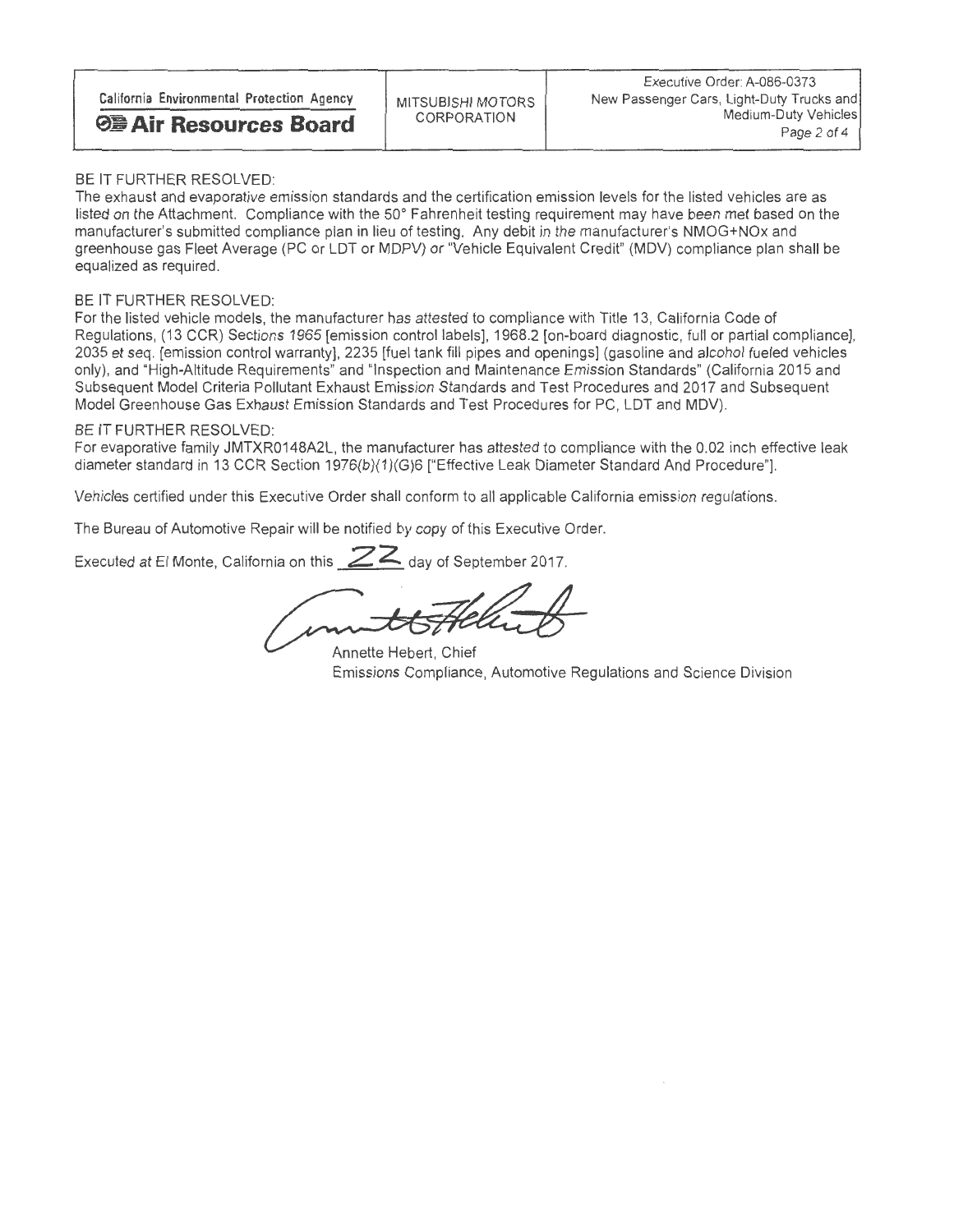BE IT FURTHER RESOLVED:
The exhaust and evaporative emission standards and the certification emission levels for the listed vehicles are as listed on the Attachment. Compliance with the 50° Fahrenheit testing requirement may have been met based on the manufacturer's submitted compliance plan in lieu of testing. Any debit in the manufacturer's NMOG+NOx and greenhouse gas Fleet Average (PC or LDT or MDPV) or "Vehicle Equivalent Credit" (MDV) compliance plan shall be equalized as required.

BE IT FURTHER RESOLVED:
For the listed vehicle models, the manufacturer has attested to compliance with Title 13, California Code of Regulations, (13 CCR) Sections 1965 [emission control labels], 1968.2 [on-board diagnostic, full or partial compliance], 2035 et seq. [emission control warranty], 2235 [fuel tank fill pipes and openings] (gasoline and alcohol fueled vehicles only), and "High-Altitude Requirements" and "Inspection and Maintenance Emission Standards" (California 2015 and Subsequent Model Criteria Pollutant Exhaust Emission Standards and Test Procedures and 2017 and Subsequent Model Greenhouse Gas Exhaust Emission Standards and Test Procedures for PC, LDT and MDV).

BE IT FURTHER RESOLVED:
For evaporative family JMTXR0148A2L, the manufacturer has attested to compliance with the 0.02 inch effective leak diameter standard in 13 CCR Section 1976(b)(1)(G)6 ["Effective Leak Diameter Standard And Procedure"].

Vehicles certified under this Executive Order shall conform to all applicable California emission regulations.

The Bureau of Automotive Repair will be notified by copy of this Executive Order.

Executed at El Monte, California on this 22 day of September 2017.

Annette Hebert, Chief
Emissions Compliance, Automotive Regulations and Science Division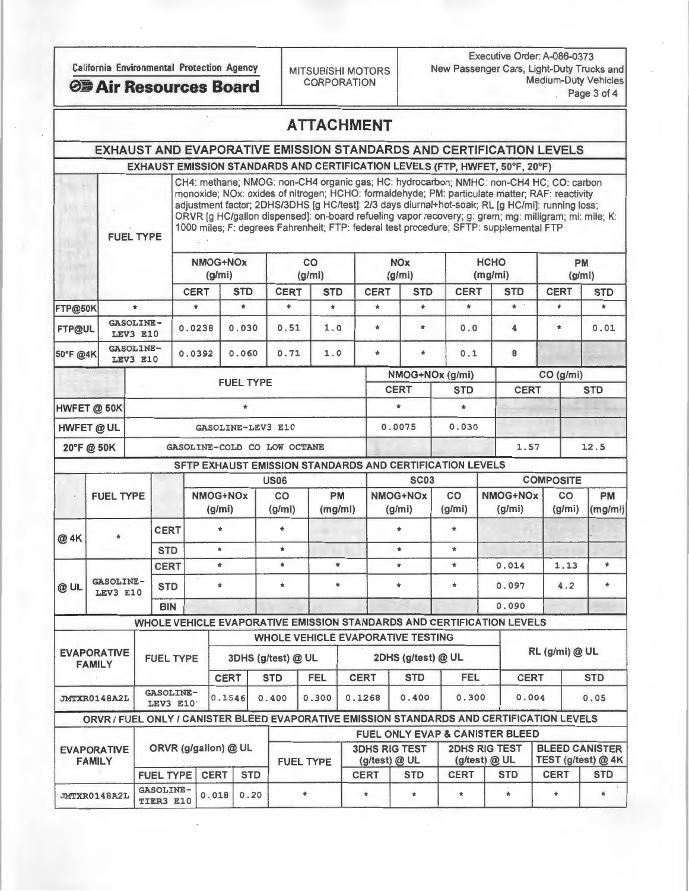| California Environmental Protection Agency **Air Resources Board** | MITSUBISHI MOTORS CORPORATION | Executive Order: A-086-0373 New Passenger Cars, Light-Duty Trucks and Medium-Duty Vehicles |
|---|---|---|

# ATTACHMENT

## EXHAUST AND EVAPORATIVE EMISSION STANDARDS AND CERTIFICATION LEVELS

### EXHAUST EMISSION STANDARDS AND CERTIFICATION LEVELS (FTP, HWFET, 50°F, 20°F)

CH4: methane; NMOG: non-CH4 organic gas; HC: hydrocarbon; NMHC: non-CH4 HC; CO: carbon monoxide; NOx: oxides of nitrogen; HCHO: formaldehyde; PM: particulate matter; RAF: reactivity adjustment factor; 2DHS/3DHS [g HC/test]: 2/3 days diurnal+hot-soak; RL [g HC/mi]: running loss; ORVR [g HC/gallon dispensed]: on-board refueling vapor recovery; g: gram; mg: milligram; mi: mile; K: 1000 miles; F: degrees Fahrenheit; FTP: federal test procedure; SFTP: supplemental FTP

| | FUEL TYPE | NMOG+NOx (g/mi) | | CO (g/mi) | | NOx (g/mi) | | HCHO (mg/mi) | | PM (g/mi) | |
|---|---|---|---|---|---|---|---|---|---|---|---|
| | | CERT | STD | CERT | STD | CERT | STD | CERT | STD | CERT | STD |
| FTP@50K | * | * | * | * | * | * | * | * | * | * | * |
| FTP@UL | GASOLINE-LEV3 E10 | 0.0238 | 0.030 | 0.51 | 1.0 | * | * | 0.0 | 4 | * | 0.01 |
| 50°F @4K | GASOLINE-LEV3 E10 | 0.0392 | 0.060 | 0.71 | 1.0 | * | * | 0.1 | 8 | | |

| | FUEL TYPE | NMOG+NOx (g/mi) CERT | NMOG+NOx (g/mi) STD | CO (g/mi) CERT | CO (g/mi) STD |
|---|---|---|---|---|---|
| HWFET @ 50K | * | * | * | | |
| HWFET @ UL | GASOLINE-LEV3 E10 | 0.0075 | 0.030 | | |
| 20°F @ 50K | GASOLINE-COLD CO LOW OCTANE | | | 1.57 | 12.5 |

### SFTP EXHAUST EMISSION STANDARDS AND CERTIFICATION LEVELS

| | FUEL TYPE | | US06 NMOG+NOx (g/mi) | US06 CO (g/mi) | US06 PM (mg/mi) | SC03 NMOG+NOx (g/mi) | SC03 CO (g/mi) | COMPOSITE NMOG+NOx (g/mi) | COMPOSITE CO (g/mi) | COMPOSITE PM (mg/mi) |
|---|---|---|---|---|---|---|---|---|---|---|
| @ 4K | * | CERT | * | * | | * | * | | | |
| | | STD | * | * | | * | * | | | |
| @ UL | GASOLINE-LEV3 E10 | CERT | * | * | * | * | * | 0.014 | 1.13 | * |
| | | STD | * | * | * | * | * | 0.097 | 4.2 | * |
| | | BIN | | | | | | 0.090 | | |

### WHOLE VEHICLE EVAPORATIVE EMISSION STANDARDS AND CERTIFICATION LEVELS

| EVAPORATIVE FAMILY | FUEL TYPE | 3DHS (g/test) @ UL CERT | 3DHS (g/test) @ UL STD | 3DHS (g/test) @ UL FEL | 2DHS (g/test) @ UL CERT | 2DHS (g/test) @ UL STD | 2DHS (g/test) @ UL FEL | RL (g/mi) @ UL CERT | RL (g/mi) @ UL STD |
|---|---|---|---|---|---|---|---|---|---|
| JMTXR0148A2L | GASOLINE-LEV3 E10 | 0.1546 | 0.400 | 0.300 | 0.1268 | 0.400 | 0.300 | 0.004 | 0.05 |

### ORVR / FUEL ONLY / CANISTER BLEED EVAPORATIVE EMISSION STANDARDS AND CERTIFICATION LEVELS

| EVAPORATIVE FAMILY | ORVR (g/gallon) @ UL FUEL TYPE | ORVR CERT | ORVR STD | FUEL TYPE | 3DHS RIG TEST (g/test) @ UL CERT | 3DHS RIG TEST (g/test) @ UL STD | 2DHS RIG TEST (g/test) @ UL CERT | 2DHS RIG TEST (g/test) @ UL STD | BLEED CANISTER TEST (g/test) @ 4K CERT | BLEED CANISTER TEST (g/test) @ 4K STD |
|---|---|---|---|---|---|---|---|---|---|---|
| JMTXR0148A2L | GASOLINE-TIER3 E10 | 0.018 | 0.20 | * | * | * | * | * | * | * |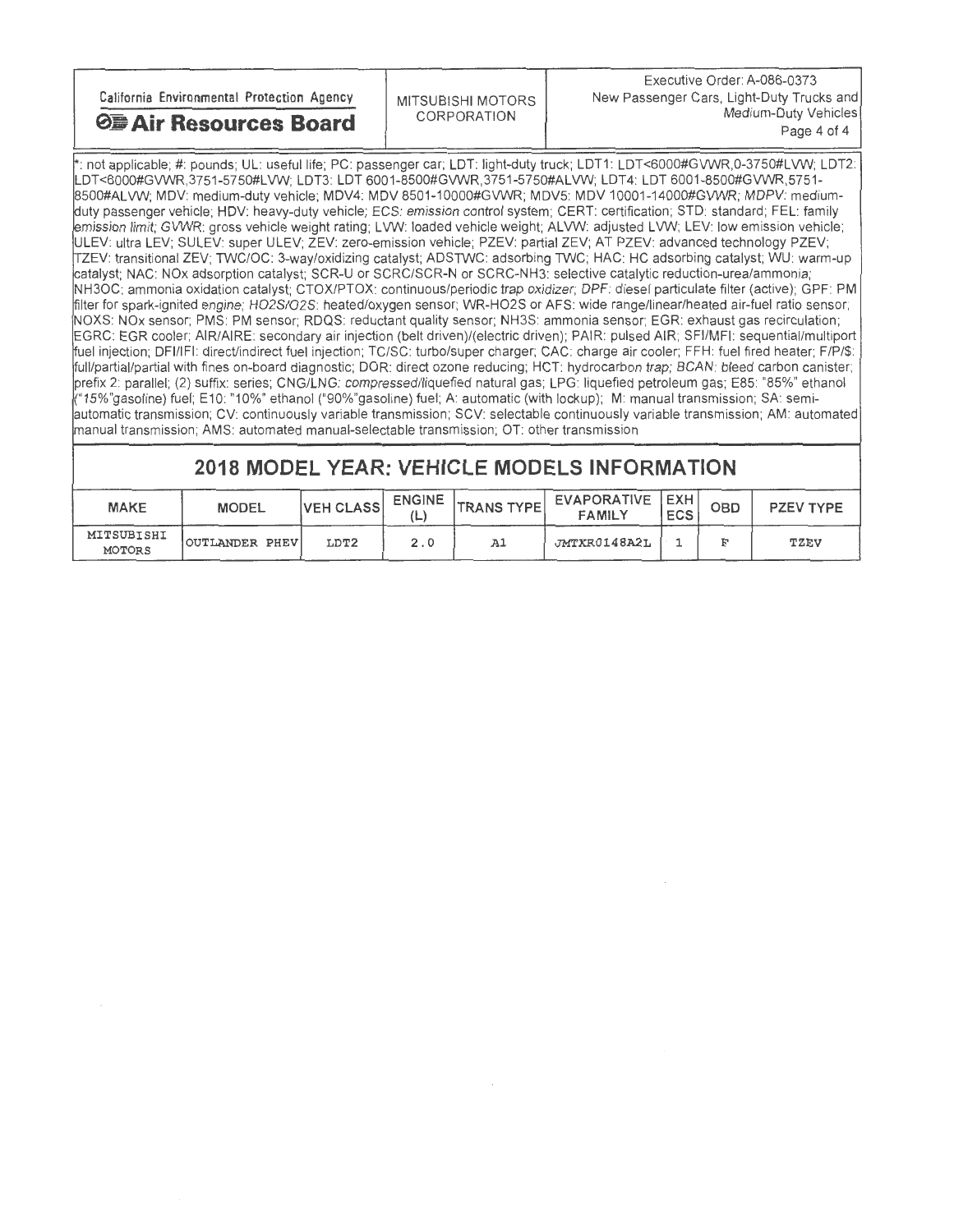*: not applicable; #: pounds; UL: useful life; PC: passenger car; LDT: light-duty truck; LDT1: LDT<6000#GVWR,0-3750#LVW; LDT2: LDT<6000#GVWR,3751-5750#LVW; LDT3: LDT 6001-8500#GVWR,3751-5750#ALVW; LDT4: LDT 6001-8500#GVWR,5751-8500#ALVW; MDV: medium-duty vehicle; MDV4: MDV 8501-10000#GVWR; MDV5: MDV 10001-14000#GVWR; MDPV: medium-duty passenger vehicle; HDV: heavy-duty vehicle; ECS: emission control system; CERT: certification; STD: standard; FEL: family emission limit; GVWR: gross vehicle weight rating; LVW: loaded vehicle weight; ALVW: adjusted LVW; LEV: low emission vehicle; ULEV: ultra LEV; SULEV: super ULEV; ZEV: zero-emission vehicle; PZEV: partial ZEV; AT PZEV: advanced technology PZEV; TZEV: transitional ZEV; TWC/OC: 3-way/oxidizing catalyst; ADSTWC: adsorbing TWC; HAC: HC adsorbing catalyst; WU: warm-up catalyst; NAC: NOx adsorption catalyst; SCR-U or SCRC/SCR-N or SCRC-NH3: selective catalytic reduction-urea/ammonia; NH3OC: ammonia oxidation catalyst; CTOX/PTOX: continuous/periodic trap oxidizer; DPF: diesel particulate filter (active); GPF: PM filter for spark-ignited engine; HO2S/O2S: heated/oxygen sensor; WR-HO2S or AFS: wide range/linear/heated air-fuel ratio sensor; NOXS: NOx sensor; PMS: PM sensor; RDQS: reductant quality sensor; NH3S: ammonia sensor; EGR: exhaust gas recirculation; EGRC: EGR cooler; AIR/AIRE: secondary air injection (belt driven)/(electric driven); PAIR: pulsed AIR; SFI/MFI: sequential/multiport fuel injection; DFI/IFI: direct/indirect fuel injection; TC/SC: turbo/super charger; CAC: charge air cooler; FFH: fuel fired heater; F/P/$: full/partial/partial with fines on-board diagnostic; DOR: direct ozone reducing; HCT: hydrocarbon trap; BCAN: bleed carbon canister; prefix 2: parallel; (2) suffix: series; CNG/LNG: compressed/liquefied natural gas; LPG: liquefied petroleum gas; E85: "85%" ethanol ("15%"gasoline) fuel; E10: "10%" ethanol ("90%"gasoline) fuel; A: automatic (with lockup); M: manual transmission; SA: semi-automatic transmission; CV: continuously variable transmission; SCV: selectable continuously variable transmission; AM: automated manual transmission; AMS: automated manual-selectable transmission; OT: other transmission

## 2018 MODEL YEAR: VEHICLE MODELS INFORMATION

| MAKE | MODEL | VEH CLASS | ENGINE (L) | TRANS TYPE | EVAPORATIVE FAMILY | EXH ECS | OBD | PZEV TYPE |
|---|---|---|---|---|---|---|---|---|
| MITSUBISHI MOTORS | OUTLANDER PHEV | LDT2 | 2.0 | A1 | JMTXR0148A2L | 1 | F | TZEV |